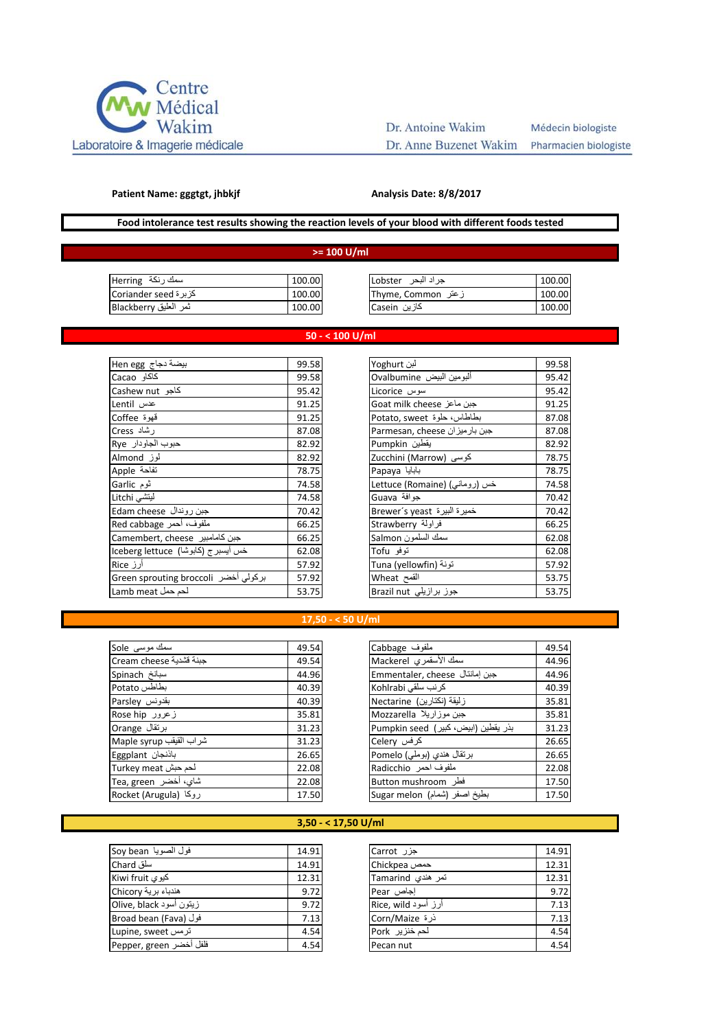Centre Médical Wakim
Laboratoire & Imagerie médicale

Dr. Antoine Wakim — Médecin biologiste
Dr. Anne Buzenet Wakim — Pharmacien biologiste

**Patient Name: gggtgt, jhbkjf**  **Analysis Date: 8/8/2017**

**Food intolerance test results showing the reaction levels of your blood with different foods tested**

## >= 100 U/ml

| Food | U/ml | Food | U/ml |
|---|---|---|---|
| Herring سمك رنكة | 100.00 | Lobster جراد البحر | 100.00 |
| Coriander seed كزبرة | 100.00 | Thyme, Common زعتر | 100.00 |
| Blackberry ثمر العليق | 100.00 | Casein كازين | 100.00 |

## 50 - < 100 U/ml

| Food | U/ml | Food | U/ml |
|---|---|---|---|
| Hen egg بيضة دجاج | 99.58 | Yoghurt لبن | 99.58 |
| Cacao كاكاو | 99.58 | Ovalbumine ألبومين البيض | 95.42 |
| Cashew nut كاجو | 95.42 | Licorice سوس | 95.42 |
| Lentil عدس | 91.25 | Goat milk cheese جبن ماعز | 91.25 |
| Coffee قهوة | 91.25 | Potato, sweet بطاطس، حلوة | 87.08 |
| Cress رشاد | 87.08 | Parmesan, cheese جبن بارميزان | 87.08 |
| Rye حبوب الجاودار | 82.92 | Pumpkin يقطين | 82.92 |
| Almond لوز | 82.92 | Zucchini (Marrow) كوسى | 78.75 |
| Apple تفاحة | 78.75 | Papaya بابايا | 78.75 |
| Garlic ثوم | 74.58 | Lettuce (Romaine) خس (روماني) | 74.58 |
| Litchi ليتشي | 74.58 | Guava جوافة | 70.42 |
| Edam cheese جبن روندال | 70.42 | Brewer´s yeast خميرة البيرة | 70.42 |
| Red cabbage ملفوف، أحمر | 66.25 | Strawberry فراولة | 66.25 |
| Camembert, cheese جبن كاممبير | 66.25 | Salmon سمك السلمون | 62.08 |
| Iceberg lettuce خس أيسبرج (كابوشا) | 62.08 | Tofu توفو | 62.08 |
| Rice أرز | 57.92 | Tuna (yellowfin) تونة | 57.92 |
| Green sprouting broccoli بركولي أخضر | 57.92 | Wheat القمح | 53.75 |
| Lamb meat لحم حمل | 53.75 | Brazil nut جوز برازيلي | 53.75 |

## 17,50 - < 50 U/ml

| Food | U/ml | Food | U/ml |
|---|---|---|---|
| Sole سمك موسى | 49.54 | Cabbage ملفوف | 49.54 |
| Cream cheese جبنة قشدية | 49.54 | Mackerel سمك الأسقمري | 44.96 |
| Spinach سبانخ | 44.96 | Emmentaler, cheese جبن إمانتال | 44.96 |
| Potato بطاطس | 40.39 | Kohlrabi كرنب سلقي | 40.39 |
| Parsley بقدونس | 40.39 | Nectarine زليقة (نكتارين) | 35.81 |
| Rose hip زعرور | 35.81 | Mozzarella جبن موزاريلا | 35.81 |
| Orange برتقال | 31.23 | Pumpkin seed بذر يقطين (ابيض، كبير) | 31.23 |
| Maple syrup شراب القيقب | 31.23 | Celery كرفس | 26.65 |
| Eggplant باذنجان | 26.65 | Pomelo برتقال هندي (بوملي) | 26.65 |
| Turkey meat لحم حبش | 22.08 | Radicchio ملفوف احمر | 22.08 |
| Tea, green شاي، أخضر | 22.08 | Button mushroom فطر | 17.50 |
| Rocket (Arugula) روكا | 17.50 | Sugar melon بطيخ اصفر (شمام) | 17.50 |

## 3,50 - < 17,50 U/ml

| Food | U/ml | Food | U/ml |
|---|---|---|---|
| Soy bean فول الصويا | 14.91 | Carrot جزر | 14.91 |
| Chard سلق | 14.91 | Chickpea حمص | 12.31 |
| Kiwi fruit كيوي | 12.31 | Tamarind تمر هندي | 12.31 |
| Chicory هندباء برية | 9.72 | Pear إجاص | 9.72 |
| Olive, black زيتون أسود | 9.72 | Rice, wild أرز أسود | 7.13 |
| Broad bean (Fava) فول | 7.13 | Corn/Maize ذرة | 7.13 |
| Lupine, sweet ترمس | 4.54 | Pork لحم خنزير | 4.54 |
| Pepper, green فلفل أخضر | 4.54 | Pecan nut | 4.54 |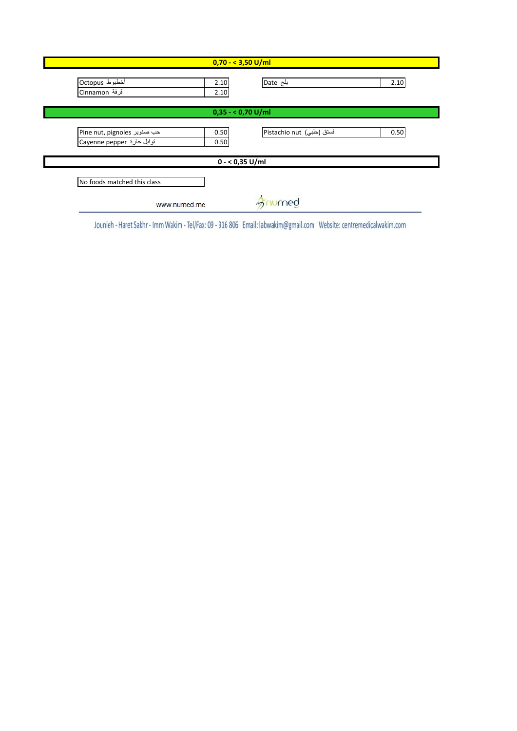## 0,70 - < 3,50 U/ml

| | | | |
|---|---|---|---|
| Octopus أخطبوط | 2.10 | Date بلح | 2.10 |
| Cinnamon قرفة | 2.10 | | |

## 0,35 - < 0,70 U/ml

| | | | |
|---|---|---|---|
| Pine nut, pignoles حب صنوبر | 0.50 | Pistachio nut فستق (حلبي) | 0.50 |
| Cayenne pepper توابل حارة | 0.50 | | |

## 0 - < 0,35 U/ml

No foods matched this class

www.numed.me

numed

Jounieh - Haret Sakhr - Imm Wakim - Tel/Fax: 09 - 916 806 Email: labwakim@gmail.com Website: centremedicalwakim.com